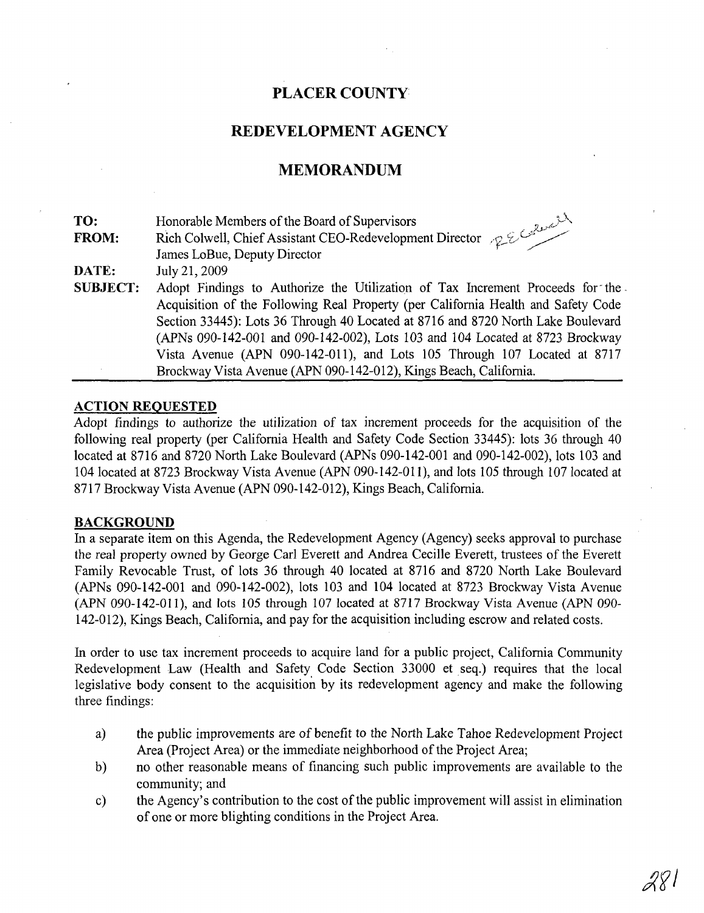# PLACER COUNTY

## REDEVELOPMENT AGENCY

## MEMORANDUM

**TO:** Honorable Members of the Board of Supervisors

**FROM:** Rich Colwell, Chief Assistant CEO-Redevelopment Director
James LoBue, Deputy Director

**DATE:** July 21, 2009

**SUBJECT:** Adopt Findings to Authorize the Utilization of Tax Increment Proceeds for the Acquisition of the Following Real Property (per California Health and Safety Code Section 33445): Lots 36 Through 40 Located at 8716 and 8720 North Lake Boulevard (APNs 090-142-001 and 090-142-002), Lots 103 and 104 Located at 8723 Brockway Vista Avenue (APN 090-142-011), and Lots 105 Through 107 Located at 8717 Brockway Vista Avenue (APN 090-142-012), Kings Beach, California.

---

**ACTION REQUESTED**

Adopt findings to authorize the utilization of tax increment proceeds for the acquisition of the following real property (per California Health and Safety Code Section 33445): lots 36 through 40 located at 8716 and 8720 North Lake Boulevard (APNs 090-142-001 and 090-142-002), lots 103 and 104 located at 8723 Brockway Vista Avenue (APN 090-142-011), and lots 105 through 107 located at 8717 Brockway Vista Avenue (APN 090-142-012), Kings Beach, California.

**BACKGROUND**

In a separate item on this Agenda, the Redevelopment Agency (Agency) seeks approval to purchase the real property owned by George Carl Everett and Andrea Cecille Everett, trustees of the Everett Family Revocable Trust, of lots 36 through 40 located at 8716 and 8720 North Lake Boulevard (APNs 090-142-001 and 090-142-002), lots 103 and 104 located at 8723 Brockway Vista Avenue (APN 090-142-011), and lots 105 through 107 located at 8717 Brockway Vista Avenue (APN 090-142-012), Kings Beach, California, and pay for the acquisition including escrow and related costs.

In order to use tax increment proceeds to acquire land for a public project, California Community Redevelopment Law (Health and Safety Code Section 33000 et seq.) requires that the local legislative body consent to the acquisition by its redevelopment agency and make the following three findings:

a) the public improvements are of benefit to the North Lake Tahoe Redevelopment Project Area (Project Area) or the immediate neighborhood of the Project Area;

b) no other reasonable means of financing such public improvements are available to the community; and

c) the Agency's contribution to the cost of the public improvement will assist in elimination of one or more blighting conditions in the Project Area.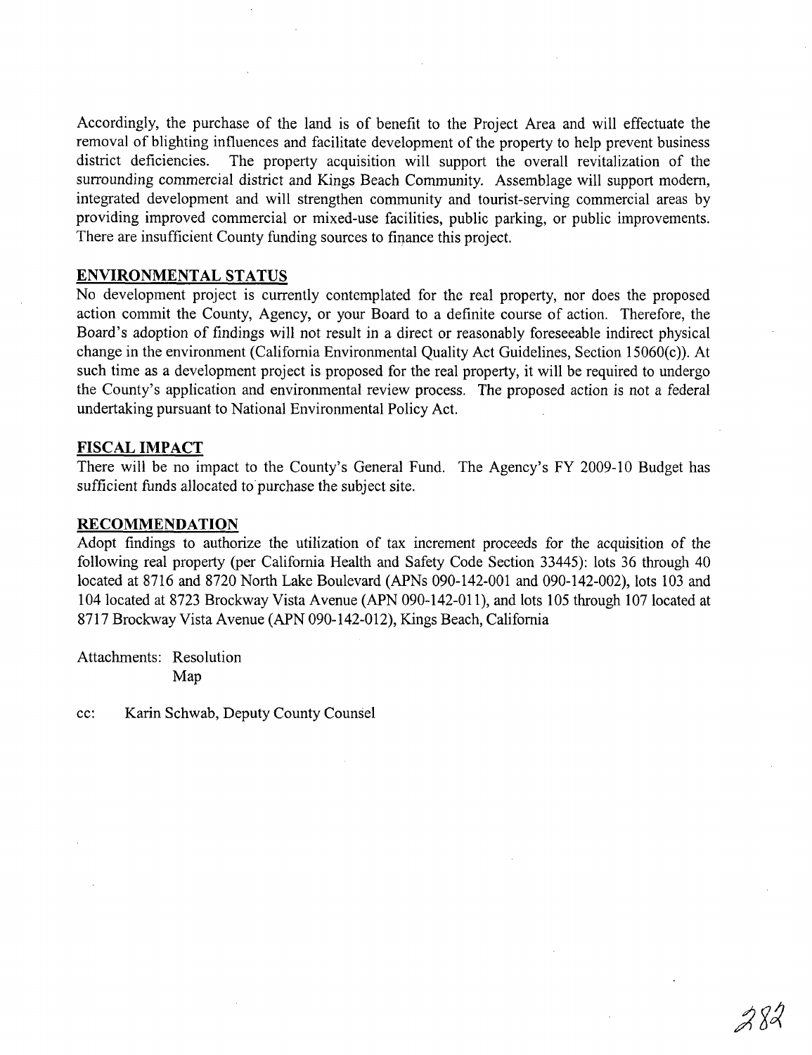Accordingly, the purchase of the land is of benefit to the Project Area and will effectuate the removal of blighting influences and facilitate development of the property to help prevent business district deficiencies. The property acquisition will support the overall revitalization of the surrounding commercial district and Kings Beach Community. Assemblage will support modern, integrated development and will strengthen community and tourist-serving commercial areas by providing improved commercial or mixed-use facilities, public parking, or public improvements. There are insufficient County funding sources to finance this project.

## ENVIRONMENTAL STATUS

No development project is currently contemplated for the real property, nor does the proposed action commit the County, Agency, or your Board to a definite course of action. Therefore, the Board's adoption of findings will not result in a direct or reasonably foreseeable indirect physical change in the environment (California Environmental Quality Act Guidelines, Section 15060(c)). At such time as a development project is proposed for the real property, it will be required to undergo the County's application and environmental review process. The proposed action is not a federal undertaking pursuant to National Environmental Policy Act.

## FISCAL IMPACT

There will be no impact to the County's General Fund. The Agency's FY 2009-10 Budget has sufficient funds allocated to purchase the subject site.

## RECOMMENDATION

Adopt findings to authorize the utilization of tax increment proceeds for the acquisition of the following real property (per California Health and Safety Code Section 33445): lots 36 through 40 located at 8716 and 8720 North Lake Boulevard (APNs 090-142-001 and 090-142-002), lots 103 and 104 located at 8723 Brockway Vista Avenue (APN 090-142-011), and lots 105 through 107 located at 8717 Brockway Vista Avenue (APN 090-142-012), Kings Beach, California

Attachments: Resolution
Map

cc: Karin Schwab, Deputy County Counsel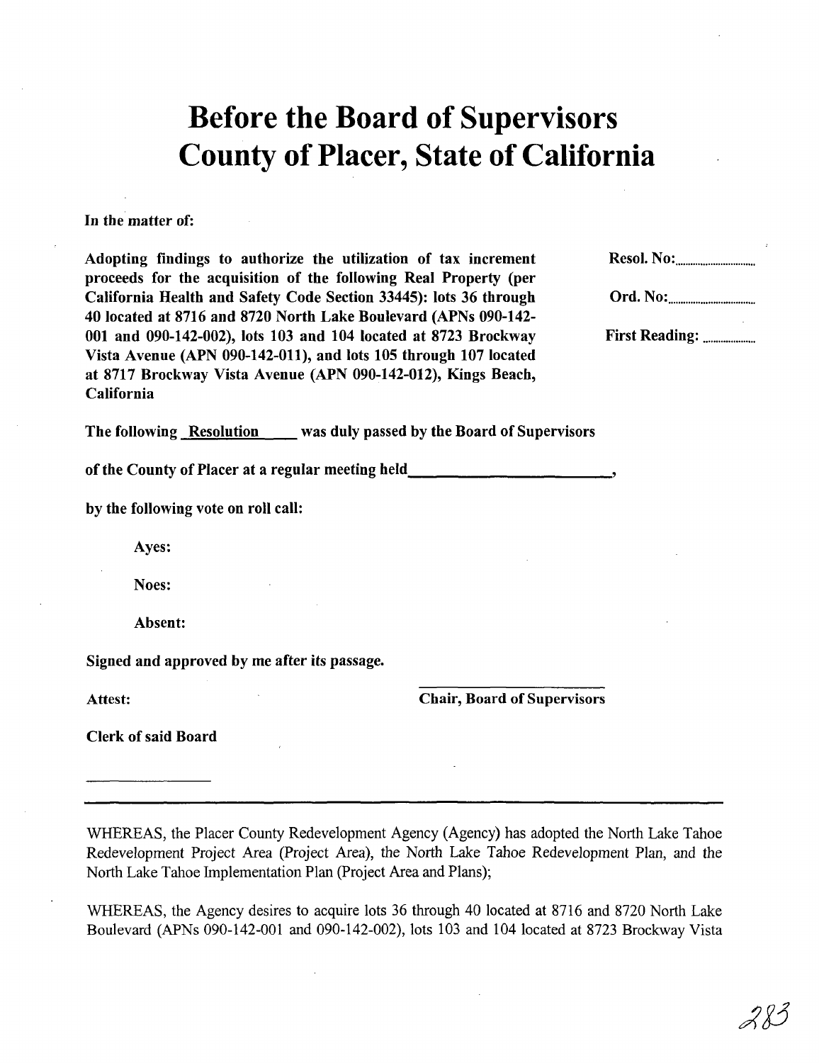# Before the Board of Supervisors County of Placer, State of California

**In the matter of:**

| | |
|---|---|
| **Adopting findings to authorize the utilization of tax increment proceeds for the acquisition of the following Real Property (per California Health and Safety Code Section 33445): lots 36 through 40 located at 8716 and 8720 North Lake Boulevard (APNs 090-142-001 and 090-142-002), lots 103 and 104 located at 8723 Brockway Vista Avenue (APN 090-142-011), and lots 105 through 107 located at 8717 Brockway Vista Avenue (APN 090-142-012), Kings Beach, California** | **Resol. No:**............................ <br> **Ord. No:**............................ <br> **First Reading:** .................. |

**The following Resolution was duly passed by the Board of Supervisors**

**of the County of Placer at a regular meeting held________________________,**

**by the following vote on roll call:**

**Ayes:**

**Noes:**

**Absent:**

**Signed and approved by me after its passage.**

**Attest:** &nbsp;&nbsp;&nbsp;&nbsp;&nbsp;&nbsp;&nbsp;&nbsp;&nbsp;&nbsp;&nbsp;&nbsp;&nbsp;&nbsp;&nbsp;&nbsp; **Chair, Board of Supervisors**

**Clerk of said Board**

______________

---

WHEREAS, the Placer County Redevelopment Agency (Agency) has adopted the North Lake Tahoe Redevelopment Project Area (Project Area), the North Lake Tahoe Redevelopment Plan, and the North Lake Tahoe Implementation Plan (Project Area and Plans);

WHEREAS, the Agency desires to acquire lots 36 through 40 located at 8716 and 8720 North Lake Boulevard (APNs 090-142-001 and 090-142-002), lots 103 and 104 located at 8723 Brockway Vista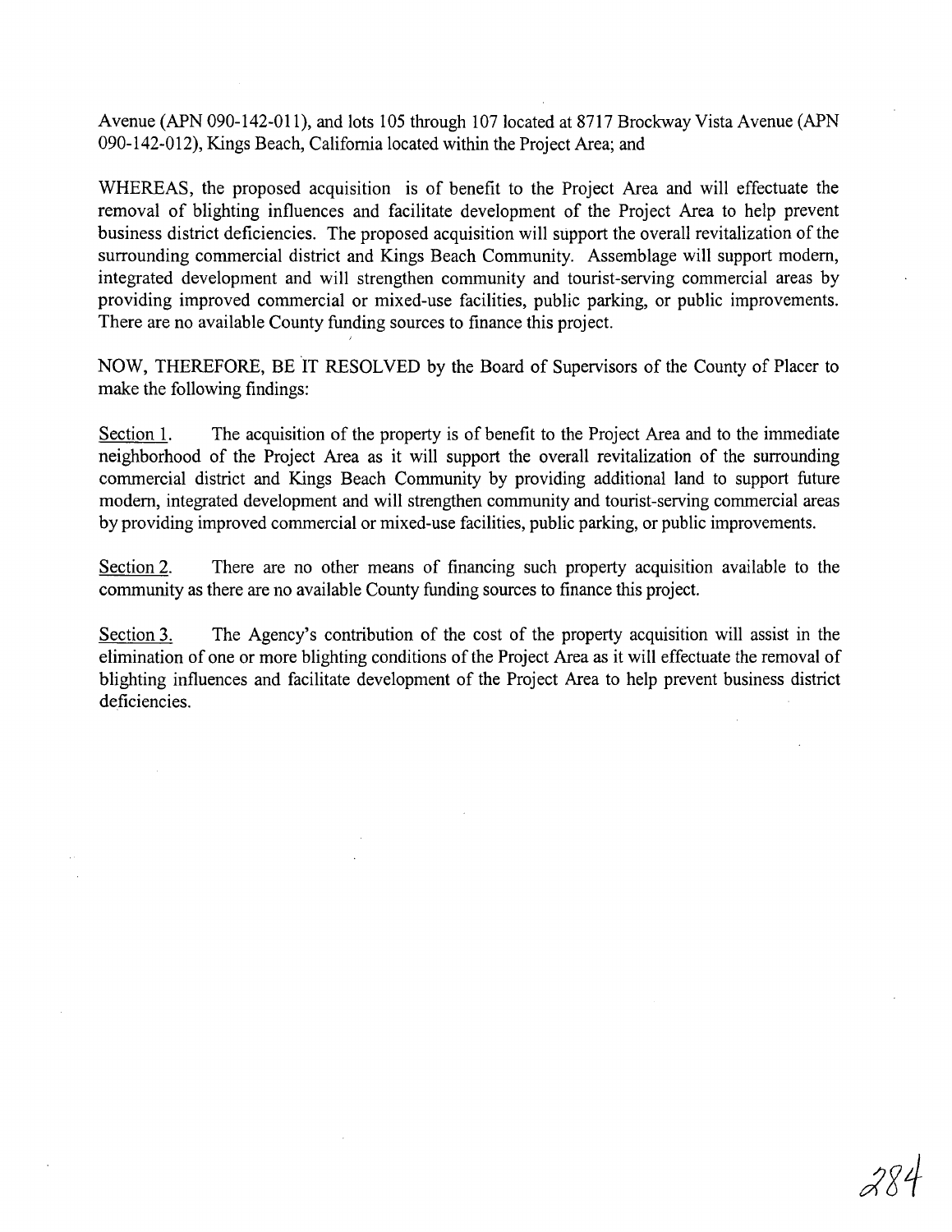Avenue (APN 090-142-011), and lots 105 through 107 located at 8717 Brockway Vista Avenue (APN 090-142-012), Kings Beach, California located within the Project Area; and

WHEREAS, the proposed acquisition is of benefit to the Project Area and will effectuate the removal of blighting influences and facilitate development of the Project Area to help prevent business district deficiencies. The proposed acquisition will support the overall revitalization of the surrounding commercial district and Kings Beach Community. Assemblage will support modern, integrated development and will strengthen community and tourist-serving commercial areas by providing improved commercial or mixed-use facilities, public parking, or public improvements. There are no available County funding sources to finance this project.

NOW, THEREFORE, BE IT RESOLVED by the Board of Supervisors of the County of Placer to make the following findings:

Section 1. The acquisition of the property is of benefit to the Project Area and to the immediate neighborhood of the Project Area as it will support the overall revitalization of the surrounding commercial district and Kings Beach Community by providing additional land to support future modern, integrated development and will strengthen community and tourist-serving commercial areas by providing improved commercial or mixed-use facilities, public parking, or public improvements.

Section 2. There are no other means of financing such property acquisition available to the community as there are no available County funding sources to finance this project.

Section 3. The Agency's contribution of the cost of the property acquisition will assist in the elimination of one or more blighting conditions of the Project Area as it will effectuate the removal of blighting influences and facilitate development of the Project Area to help prevent business district deficiencies.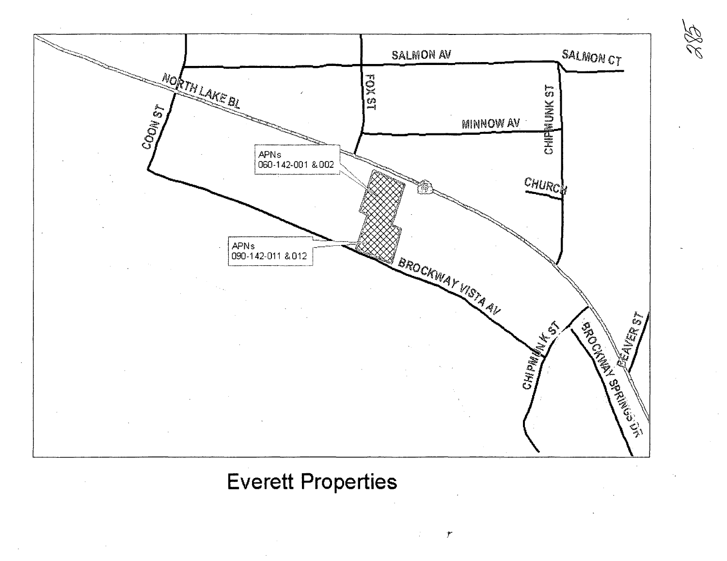SALMON AV

SALMON CT

NORTH LAKE BL

FOX ST

COON ST

MINNOW AV

CHIPMUNK ST

APNs
060-142-001 & 002

CHURCH

APNs
090-142-011 & 012

BROCKWAY VISTA AV

CHIPMUNK ST

BROCKWAY SPRINGS DR

BEAVER ST

Everett Properties